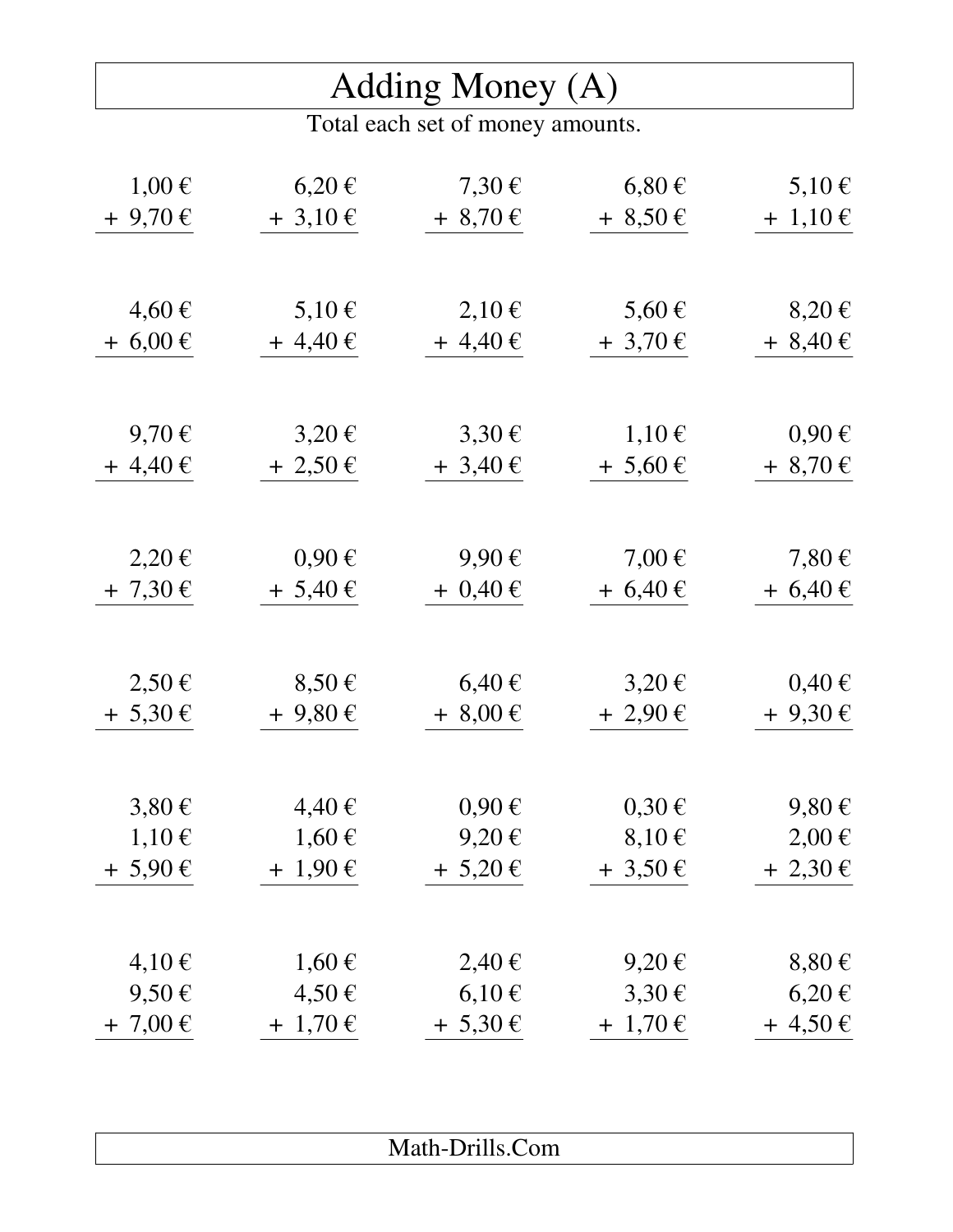# Adding Money (A)

Total each set of money amounts.

| | | | | |
|---|---|---|---|---|
| 1,00 € + 9,70 € | 6,20 € + 3,10 € | 7,30 € + 8,70 € | 6,80 € + 8,50 € | 5,10 € + 1,10 € |
| 4,60 € + 6,00 € | 5,10 € + 4,40 € | 2,10 € + 4,40 € | 5,60 € + 3,70 € | 8,20 € + 8,40 € |
| 9,70 € + 4,40 € | 3,20 € + 2,50 € | 3,30 € + 3,40 € | 1,10 € + 5,60 € | 0,90 € + 8,70 € |
| 2,20 € + 7,30 € | 0,90 € + 5,40 € | 9,90 € + 0,40 € | 7,00 € + 6,40 € | 7,80 € + 6,40 € |
| 2,50 € + 5,30 € | 8,50 € + 9,80 € | 6,40 € + 8,00 € | 3,20 € + 2,90 € | 0,40 € + 9,30 € |
| 3,80 € 1,10 € + 5,90 € | 4,40 € 1,60 € + 1,90 € | 0,90 € 9,20 € + 5,20 € | 0,30 € 8,10 € + 3,50 € | 9,80 € 2,00 € + 2,30 € |
| 4,10 € 9,50 € + 7,00 € | 1,60 € 4,50 € + 1,70 € | 2,40 € 6,10 € + 5,30 € | 9,20 € 3,30 € + 1,70 € | 8,80 € 6,20 € + 4,50 € |

Math-Drills.Com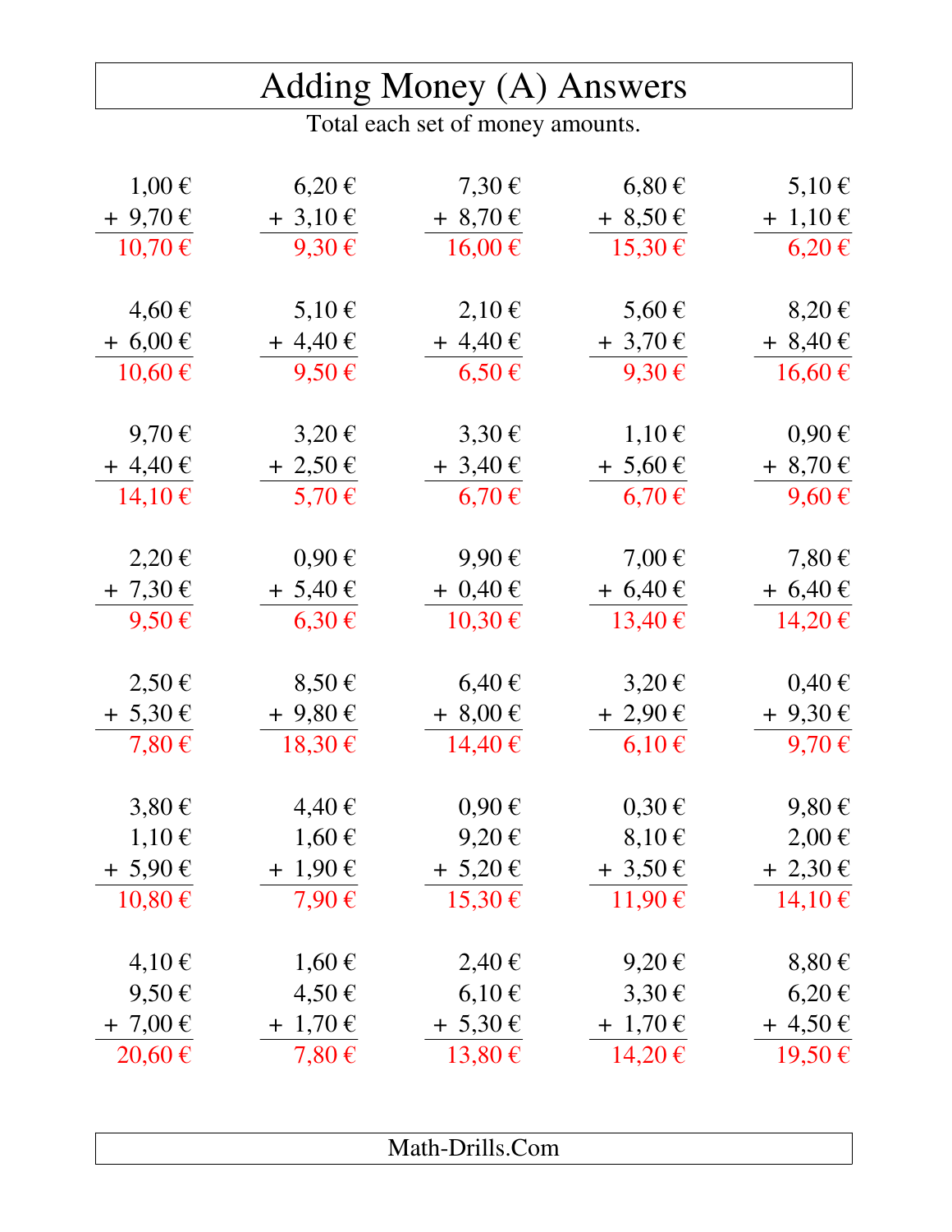# Adding Money (A) Answers

Total each set of money amounts.

| | | | | |
|---|---|---|---|---|
| 1,00 € + 9,70 € = 10,70 € | 6,20 € + 3,10 € = 9,30 € | 7,30 € + 8,70 € = 16,00 € | 6,80 € + 8,50 € = 15,30 € | 5,10 € + 1,10 € = 6,20 € |
| 4,60 € + 6,00 € = 10,60 € | 5,10 € + 4,40 € = 9,50 € | 2,10 € + 4,40 € = 6,50 € | 5,60 € + 3,70 € = 9,30 € | 8,20 € + 8,40 € = 16,60 € |
| 9,70 € + 4,40 € = 14,10 € | 3,20 € + 2,50 € = 5,70 € | 3,30 € + 3,40 € = 6,70 € | 1,10 € + 5,60 € = 6,70 € | 0,90 € + 8,70 € = 9,60 € |
| 2,20 € + 7,30 € = 9,50 € | 0,90 € + 5,40 € = 6,30 € | 9,90 € + 0,40 € = 10,30 € | 7,00 € + 6,40 € = 13,40 € | 7,80 € + 6,40 € = 14,20 € |
| 2,50 € + 5,30 € = 7,80 € | 8,50 € + 9,80 € = 18,30 € | 6,40 € + 8,00 € = 14,40 € | 3,20 € + 2,90 € = 6,10 € | 0,40 € + 9,30 € = 9,70 € |
| 3,80 € + 1,10 € + 5,90 € = 10,80 € | 4,40 € + 1,60 € + 1,90 € = 7,90 € | 0,90 € + 9,20 € + 5,20 € = 15,30 € | 0,30 € + 8,10 € + 3,50 € = 11,90 € | 9,80 € + 2,00 € + 2,30 € = 14,10 € |
| 4,10 € + 9,50 € + 7,00 € = 20,60 € | 1,60 € + 4,50 € + 1,70 € = 7,80 € | 2,40 € + 6,10 € + 5,30 € = 13,80 € | 9,20 € + 3,30 € + 1,70 € = 14,20 € | 8,80 € + 6,20 € + 4,50 € = 19,50 € |

Math-Drills.Com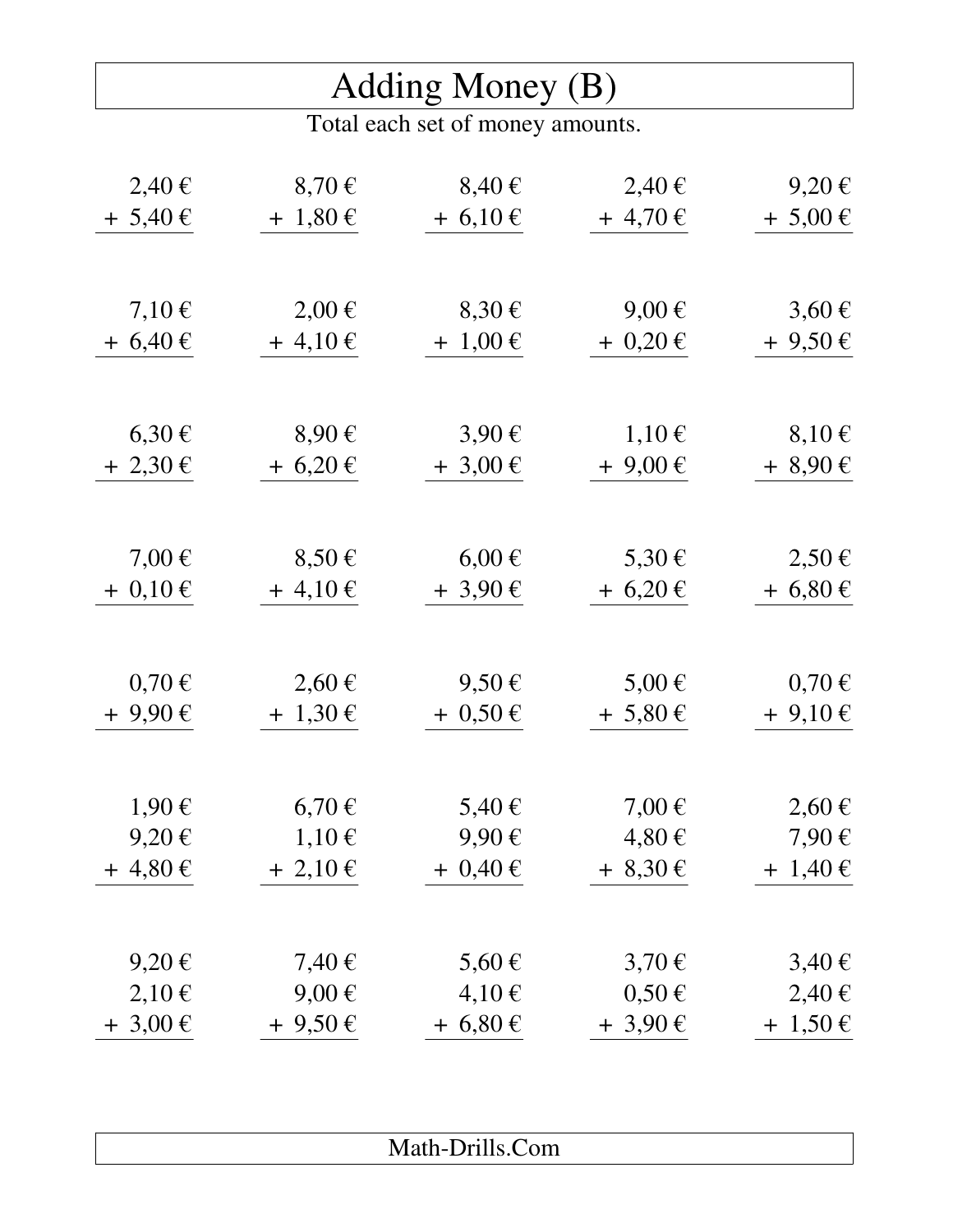# Adding Money (B)

Total each set of money amounts.

| | | | | |
|---|---|---|---|---|
| 2,40 € | 8,70 € | 8,40 € | 2,40 € | 9,20 € |
| + 5,40 € | + 1,80 € | + 6,10 € | + 4,70 € | + 5,00 € |

| | | | | |
|---|---|---|---|---|
| 7,10 € | 2,00 € | 8,30 € | 9,00 € | 3,60 € |
| + 6,40 € | + 4,10 € | + 1,00 € | + 0,20 € | + 9,50 € |

| | | | | |
|---|---|---|---|---|
| 6,30 € | 8,90 € | 3,90 € | 1,10 € | 8,10 € |
| + 2,30 € | + 6,20 € | + 3,00 € | + 9,00 € | + 8,90 € |

| | | | | |
|---|---|---|---|---|
| 7,00 € | 8,50 € | 6,00 € | 5,30 € | 2,50 € |
| + 0,10 € | + 4,10 € | + 3,90 € | + 6,20 € | + 6,80 € |

| | | | | |
|---|---|---|---|---|
| 0,70 € | 2,60 € | 9,50 € | 5,00 € | 0,70 € |
| + 9,90 € | + 1,30 € | + 0,50 € | + 5,80 € | + 9,10 € |

| | | | | |
|---|---|---|---|---|
| 1,90 € | 6,70 € | 5,40 € | 7,00 € | 2,60 € |
| 9,20 € | 1,10 € | 9,90 € | 4,80 € | 7,90 € |
| + 4,80 € | + 2,10 € | + 0,40 € | + 8,30 € | + 1,40 € |

| | | | | |
|---|---|---|---|---|
| 9,20 € | 7,40 € | 5,60 € | 3,70 € | 3,40 € |
| 2,10 € | 9,00 € | 4,10 € | 0,50 € | 2,40 € |
| + 3,00 € | + 9,50 € | + 6,80 € | + 3,90 € | + 1,50 € |

Math-Drills.Com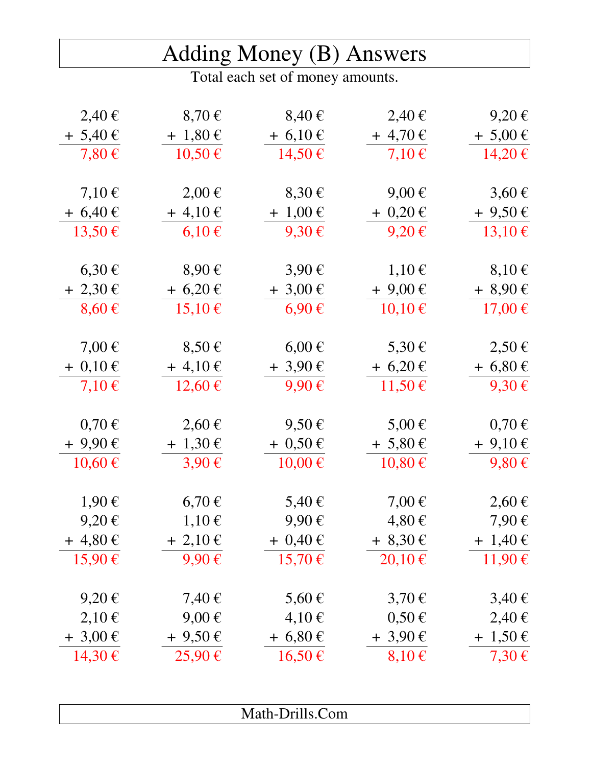# Adding Money (B) Answers

Total each set of money amounts.

| | | | | |
|---|---|---|---|---|
| 2,40 € + 5,40 € = 7,80 € | 8,70 € + 1,80 € = 10,50 € | 8,40 € + 6,10 € = 14,50 € | 2,40 € + 4,70 € = 7,10 € | 9,20 € + 5,00 € = 14,20 € |
| 7,10 € + 6,40 € = 13,50 € | 2,00 € + 4,10 € = 6,10 € | 8,30 € + 1,00 € = 9,30 € | 9,00 € + 0,20 € = 9,20 € | 3,60 € + 9,50 € = 13,10 € |
| 6,30 € + 2,30 € = 8,60 € | 8,90 € + 6,20 € = 15,10 € | 3,90 € + 3,00 € = 6,90 € | 1,10 € + 9,00 € = 10,10 € | 8,10 € + 8,90 € = 17,00 € |
| 7,00 € + 0,10 € = 7,10 € | 8,50 € + 4,10 € = 12,60 € | 6,00 € + 3,90 € = 9,90 € | 5,30 € + 6,20 € = 11,50 € | 2,50 € + 6,80 € = 9,30 € |
| 0,70 € + 9,90 € = 10,60 € | 2,60 € + 1,30 € = 3,90 € | 9,50 € + 0,50 € = 10,00 € | 5,00 € + 5,80 € = 10,80 € | 0,70 € + 9,10 € = 9,80 € |
| 1,90 € + 9,20 € + 4,80 € = 15,90 € | 6,70 € + 1,10 € + 2,10 € = 9,90 € | 5,40 € + 9,90 € + 0,40 € = 15,70 € | 7,00 € + 4,80 € + 8,30 € = 20,10 € | 2,60 € + 7,90 € + 1,40 € = 11,90 € |
| 9,20 € + 2,10 € + 3,00 € = 14,30 € | 7,40 € + 9,00 € + 9,50 € = 25,90 € | 5,60 € + 4,10 € + 6,80 € = 16,50 € | 3,70 € + 0,50 € + 3,90 € = 8,10 € | 3,40 € + 2,40 € + 1,50 € = 7,30 € |

Math-Drills.Com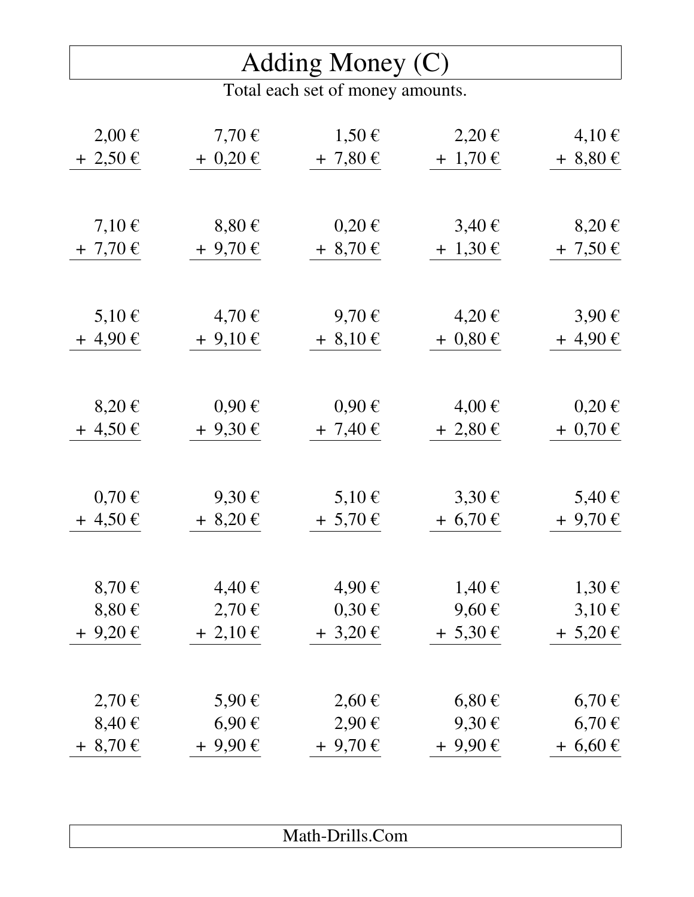# Adding Money (C)

Total each set of money amounts.

| | | | | |
|---|---|---|---|---|
| 2,00 € + 2,50 € | 7,70 € + 0,20 € | 1,50 € + 7,80 € | 2,20 € + 1,70 € | 4,10 € + 8,80 € |
| 7,10 € + 7,70 € | 8,80 € + 9,70 € | 0,20 € + 8,70 € | 3,40 € + 1,30 € | 8,20 € + 7,50 € |
| 5,10 € + 4,90 € | 4,70 € + 9,10 € | 9,70 € + 8,10 € | 4,20 € + 0,80 € | 3,90 € + 4,90 € |
| 8,20 € + 4,50 € | 0,90 € + 9,30 € | 0,90 € + 7,40 € | 4,00 € + 2,80 € | 0,20 € + 0,70 € |
| 0,70 € + 4,50 € | 9,30 € + 8,20 € | 5,10 € + 5,70 € | 3,30 € + 6,70 € | 5,40 € + 9,70 € |
| 8,70 € 8,80 € + 9,20 € | 4,40 € 2,70 € + 2,10 € | 4,90 € 0,30 € + 3,20 € | 1,40 € 9,60 € + 5,30 € | 1,30 € 3,10 € + 5,20 € |
| 2,70 € 8,40 € + 8,70 € | 5,90 € 6,90 € + 9,90 € | 2,60 € 2,90 € + 9,70 € | 6,80 € 9,30 € + 9,90 € | 6,70 € 6,70 € + 6,60 € |

Math-Drills.Com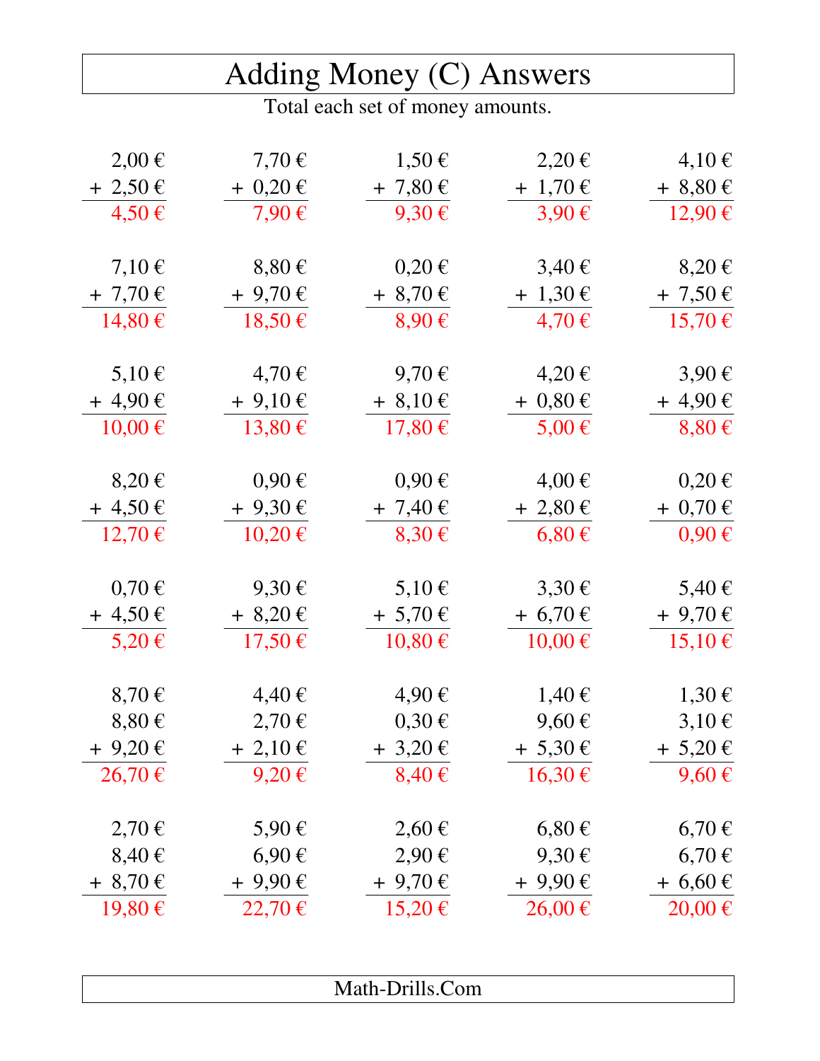# Adding Money (C) Answers

Total each set of money amounts.

| | | | | |
|---|---|---|---|---|
| 2,00 € + 2,50 € = 4,50 € | 7,70 € + 0,20 € = 7,90 € | 1,50 € + 7,80 € = 9,30 € | 2,20 € + 1,70 € = 3,90 € | 4,10 € + 8,80 € = 12,90 € |
| 7,10 € + 7,70 € = 14,80 € | 8,80 € + 9,70 € = 18,50 € | 0,20 € + 8,70 € = 8,90 € | 3,40 € + 1,30 € = 4,70 € | 8,20 € + 7,50 € = 15,70 € |
| 5,10 € + 4,90 € = 10,00 € | 4,70 € + 9,10 € = 13,80 € | 9,70 € + 8,10 € = 17,80 € | 4,20 € + 0,80 € = 5,00 € | 3,90 € + 4,90 € = 8,80 € |
| 8,20 € + 4,50 € = 12,70 € | 0,90 € + 9,30 € = 10,20 € | 0,90 € + 7,40 € = 8,30 € | 4,00 € + 2,80 € = 6,80 € | 0,20 € + 0,70 € = 0,90 € |
| 0,70 € + 4,50 € = 5,20 € | 9,30 € + 8,20 € = 17,50 € | 5,10 € + 5,70 € = 10,80 € | 3,30 € + 6,70 € = 10,00 € | 5,40 € + 9,70 € = 15,10 € |
| 8,70 € + 8,80 € + 9,20 € = 26,70 € | 4,40 € + 2,70 € + 2,10 € = 9,20 € | 4,90 € + 0,30 € + 3,20 € = 8,40 € | 1,40 € + 9,60 € + 5,30 € = 16,30 € | 1,30 € + 3,10 € + 5,20 € = 9,60 € |
| 2,70 € + 8,40 € + 8,70 € = 19,80 € | 5,90 € + 6,90 € + 9,90 € = 22,70 € | 2,60 € + 2,90 € + 9,70 € = 15,20 € | 6,80 € + 9,30 € + 9,90 € = 26,00 € | 6,70 € + 6,70 € + 6,60 € = 20,00 € |

Math-Drills.Com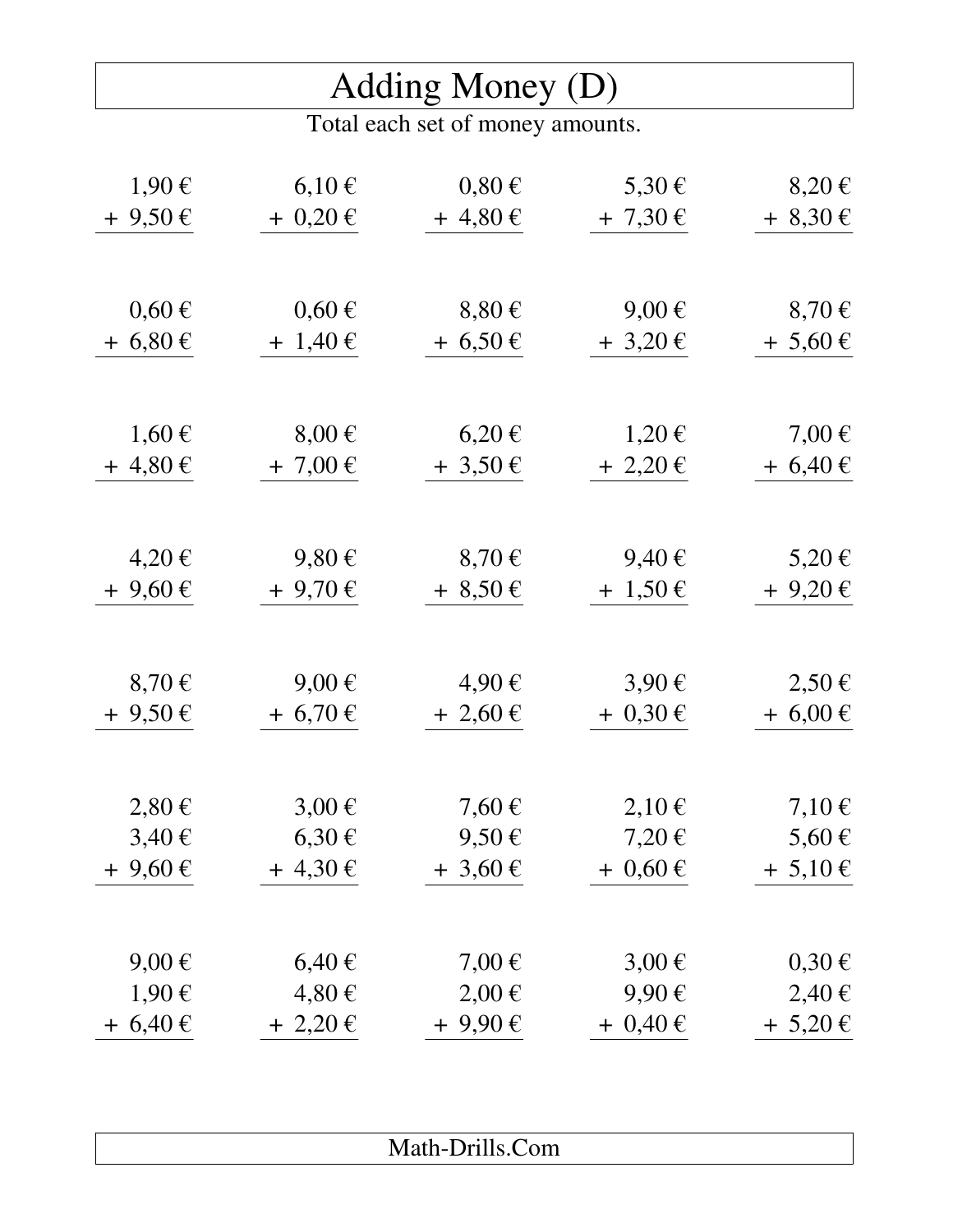# Adding Money (D)

Total each set of money amounts.

| | | | | |
|---|---|---|---|---|
| 1,90 € | 6,10 € | 0,80 € | 5,30 € | 8,20 € |
| + 9,50 € | + 0,20 € | + 4,80 € | + 7,30 € | + 8,30 € |

| | | | | |
|---|---|---|---|---|
| 0,60 € | 0,60 € | 8,80 € | 9,00 € | 8,70 € |
| + 6,80 € | + 1,40 € | + 6,50 € | + 3,20 € | + 5,60 € |

| | | | | |
|---|---|---|---|---|
| 1,60 € | 8,00 € | 6,20 € | 1,20 € | 7,00 € |
| + 4,80 € | + 7,00 € | + 3,50 € | + 2,20 € | + 6,40 € |

| | | | | |
|---|---|---|---|---|
| 4,20 € | 9,80 € | 8,70 € | 9,40 € | 5,20 € |
| + 9,60 € | + 9,70 € | + 8,50 € | + 1,50 € | + 9,20 € |

| | | | | |
|---|---|---|---|---|
| 8,70 € | 9,00 € | 4,90 € | 3,90 € | 2,50 € |
| + 9,50 € | + 6,70 € | + 2,60 € | + 0,30 € | + 6,00 € |

| | | | | |
|---|---|---|---|---|
| 2,80 € | 3,00 € | 7,60 € | 2,10 € | 7,10 € |
| 3,40 € | 6,30 € | 9,50 € | 7,20 € | 5,60 € |
| + 9,60 € | + 4,30 € | + 3,60 € | + 0,60 € | + 5,10 € |

| | | | | |
|---|---|---|---|---|
| 9,00 € | 6,40 € | 7,00 € | 3,00 € | 0,30 € |
| 1,90 € | 4,80 € | 2,00 € | 9,90 € | 2,40 € |
| + 6,40 € | + 2,20 € | + 9,90 € | + 0,40 € | + 5,20 € |

Math-Drills.Com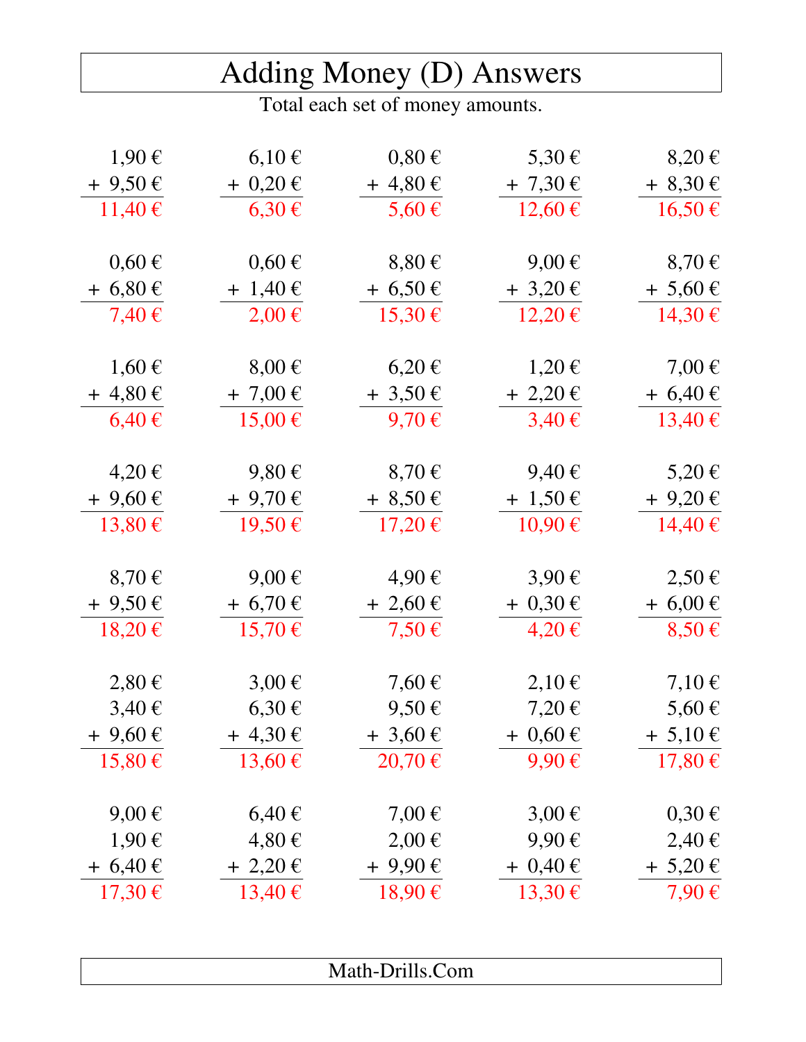# Adding Money (D) Answers

Total each set of money amounts.

| | | | | |
|---|---|---|---|---|
| 1,90 € + 9,50 € = 11,40 € | 6,10 € + 0,20 € = 6,30 € | 0,80 € + 4,80 € = 5,60 € | 5,30 € + 7,30 € = 12,60 € | 8,20 € + 8,30 € = 16,50 € |
| 0,60 € + 6,80 € = 7,40 € | 0,60 € + 1,40 € = 2,00 € | 8,80 € + 6,50 € = 15,30 € | 9,00 € + 3,20 € = 12,20 € | 8,70 € + 5,60 € = 14,30 € |
| 1,60 € + 4,80 € = 6,40 € | 8,00 € + 7,00 € = 15,00 € | 6,20 € + 3,50 € = 9,70 € | 1,20 € + 2,20 € = 3,40 € | 7,00 € + 6,40 € = 13,40 € |
| 4,20 € + 9,60 € = 13,80 € | 9,80 € + 9,70 € = 19,50 € | 8,70 € + 8,50 € = 17,20 € | 9,40 € + 1,50 € = 10,90 € | 5,20 € + 9,20 € = 14,40 € |
| 8,70 € + 9,50 € = 18,20 € | 9,00 € + 6,70 € = 15,70 € | 4,90 € + 2,60 € = 7,50 € | 3,90 € + 0,30 € = 4,20 € | 2,50 € + 6,00 € = 8,50 € |
| 2,80 € + 3,40 € + 9,60 € = 15,80 € | 3,00 € + 6,30 € + 4,30 € = 13,60 € | 7,60 € + 9,50 € + 3,60 € = 20,70 € | 2,10 € + 7,20 € + 0,60 € = 9,90 € | 7,10 € + 5,60 € + 5,10 € = 17,80 € |
| 9,00 € + 1,90 € + 6,40 € = 17,30 € | 6,40 € + 4,80 € + 2,20 € = 13,40 € | 7,00 € + 2,00 € + 9,90 € = 18,90 € | 3,00 € + 9,90 € + 0,40 € = 13,30 € | 0,30 € + 2,40 € + 5,20 € = 7,90 € |

Math-Drills.Com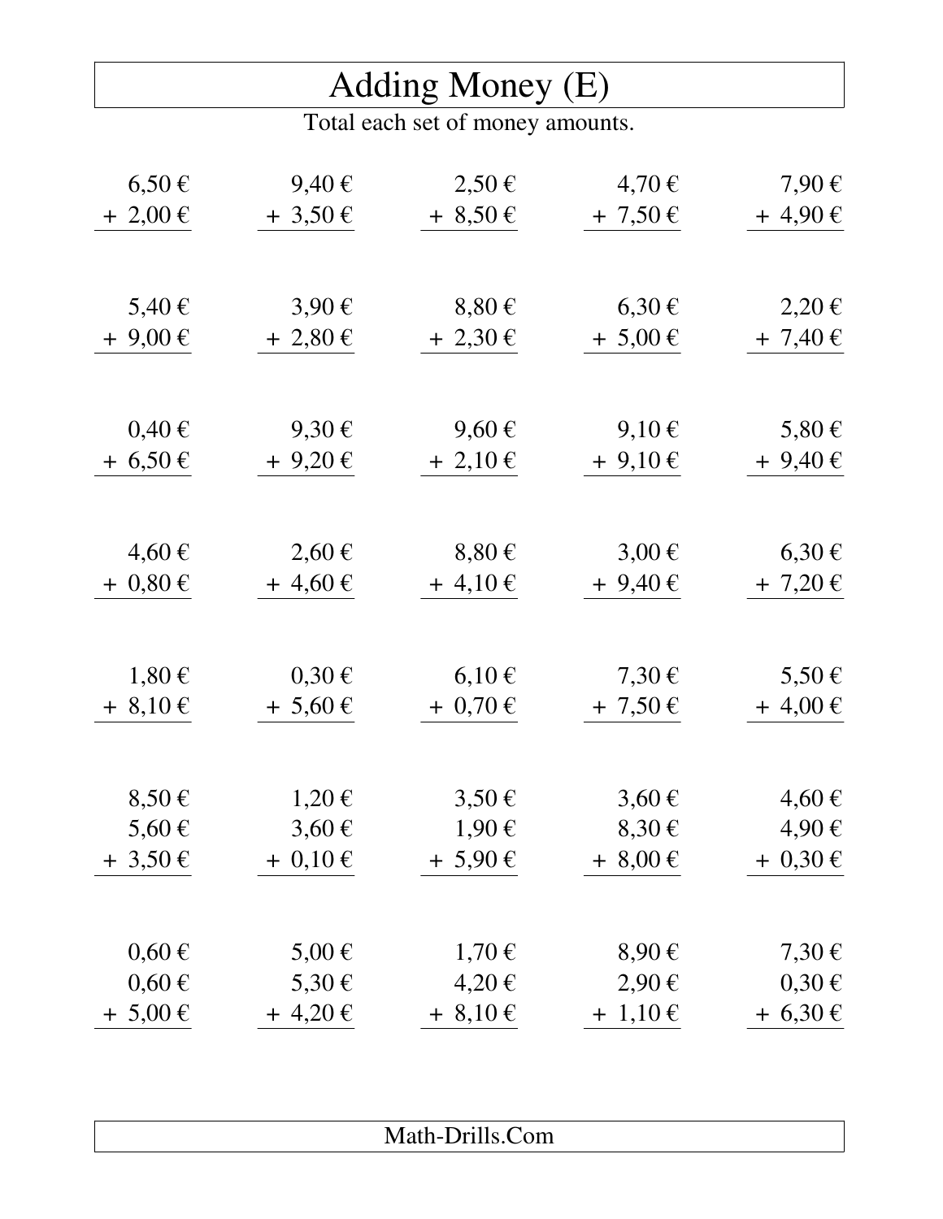# Adding Money (E)

Total each set of money amounts.

| | | | | |
|---|---|---|---|---|
| 6,50 € <br> + 2,00 € | 9,40 € <br> + 3,50 € | 2,50 € <br> + 8,50 € | 4,70 € <br> + 7,50 € | 7,90 € <br> + 4,90 € |
| 5,40 € <br> + 9,00 € | 3,90 € <br> + 2,80 € | 8,80 € <br> + 2,30 € | 6,30 € <br> + 5,00 € | 2,20 € <br> + 7,40 € |
| 0,40 € <br> + 6,50 € | 9,30 € <br> + 9,20 € | 9,60 € <br> + 2,10 € | 9,10 € <br> + 9,10 € | 5,80 € <br> + 9,40 € |
| 4,60 € <br> + 0,80 € | 2,60 € <br> + 4,60 € | 8,80 € <br> + 4,10 € | 3,00 € <br> + 9,40 € | 6,30 € <br> + 7,20 € |
| 1,80 € <br> + 8,10 € | 0,30 € <br> + 5,60 € | 6,10 € <br> + 0,70 € | 7,30 € <br> + 7,50 € | 5,50 € <br> + 4,00 € |
| 8,50 € <br> 5,60 € <br> + 3,50 € | 1,20 € <br> 3,60 € <br> + 0,10 € | 3,50 € <br> 1,90 € <br> + 5,90 € | 3,60 € <br> 8,30 € <br> + 8,00 € | 4,60 € <br> 4,90 € <br> + 0,30 € |
| 0,60 € <br> 0,60 € <br> + 5,00 € | 5,00 € <br> 5,30 € <br> + 4,20 € | 1,70 € <br> 4,20 € <br> + 8,10 € | 8,90 € <br> 2,90 € <br> + 1,10 € | 7,30 € <br> 0,30 € <br> + 6,30 € |

Math-Drills.Com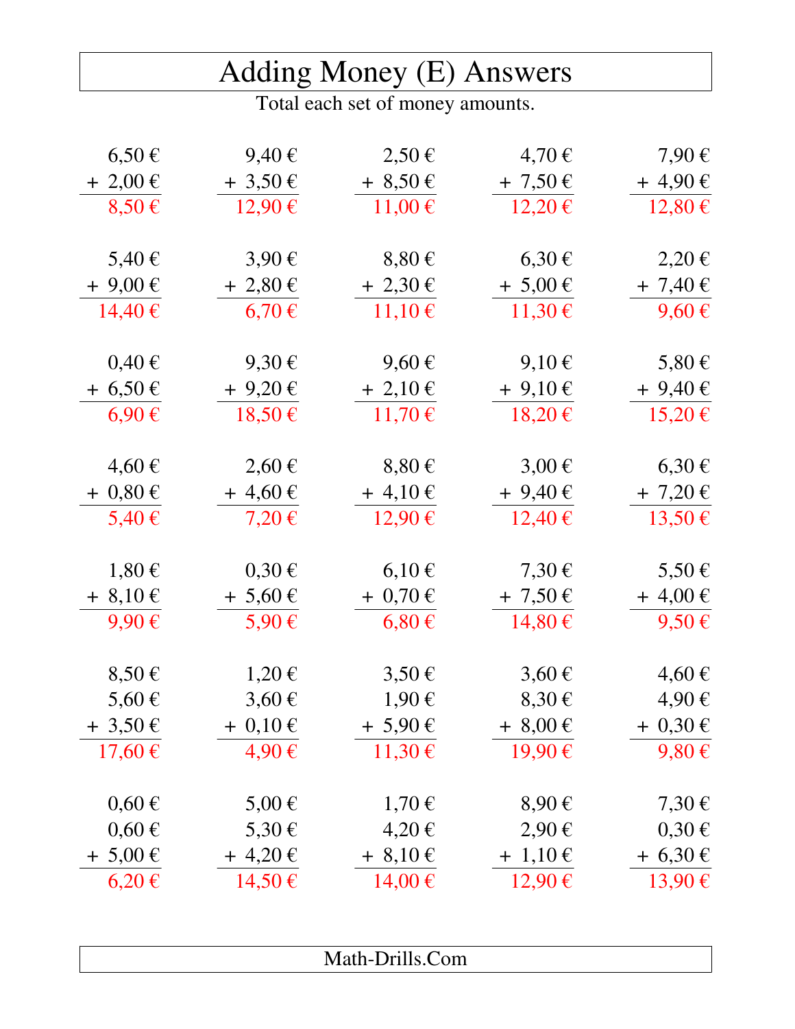# Adding Money (E) Answers

Total each set of money amounts.

| | | | | |
|---|---|---|---|---|
| 6,50 € + 2,00 € = 8,50 € | 9,40 € + 3,50 € = 12,90 € | 2,50 € + 8,50 € = 11,00 € | 4,70 € + 7,50 € = 12,20 € | 7,90 € + 4,90 € = 12,80 € |
| 5,40 € + 9,00 € = 14,40 € | 3,90 € + 2,80 € = 6,70 € | 8,80 € + 2,30 € = 11,10 € | 6,30 € + 5,00 € = 11,30 € | 2,20 € + 7,40 € = 9,60 € |
| 0,40 € + 6,50 € = 6,90 € | 9,30 € + 9,20 € = 18,50 € | 9,60 € + 2,10 € = 11,70 € | 9,10 € + 9,10 € = 18,20 € | 5,80 € + 9,40 € = 15,20 € |
| 4,60 € + 0,80 € = 5,40 € | 2,60 € + 4,60 € = 7,20 € | 8,80 € + 4,10 € = 12,90 € | 3,00 € + 9,40 € = 12,40 € | 6,30 € + 7,20 € = 13,50 € |
| 1,80 € + 8,10 € = 9,90 € | 0,30 € + 5,60 € = 5,90 € | 6,10 € + 0,70 € = 6,80 € | 7,30 € + 7,50 € = 14,80 € | 5,50 € + 4,00 € = 9,50 € |
| 8,50 € + 5,60 € + 3,50 € = 17,60 € | 1,20 € + 3,60 € + 0,10 € = 4,90 € | 3,50 € + 1,90 € + 5,90 € = 11,30 € | 3,60 € + 8,30 € + 8,00 € = 19,90 € | 4,60 € + 4,90 € + 0,30 € = 9,80 € |
| 0,60 € + 0,60 € + 5,00 € = 6,20 € | 5,00 € + 5,30 € + 4,20 € = 14,50 € | 1,70 € + 4,20 € + 8,10 € = 14,00 € | 8,90 € + 2,90 € + 1,10 € = 12,90 € | 7,30 € + 0,30 € + 6,30 € = 13,90 € |

Math-Drills.Com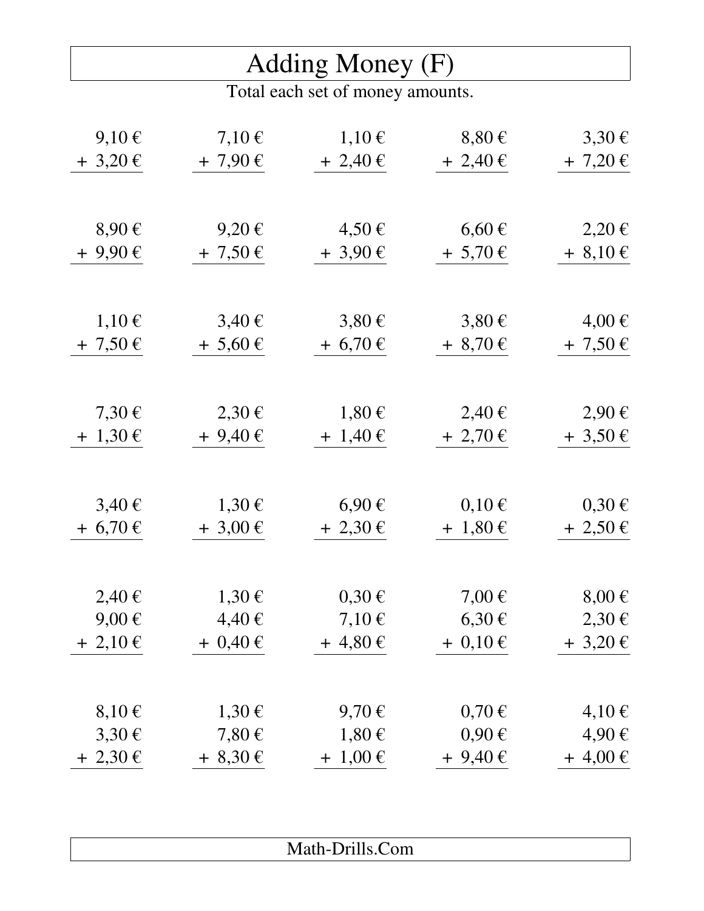# Adding Money (F)

Total each set of money amounts.

| | | | | |
|---|---|---|---|---|
| 9,10 € <br> + 3,20 € | 7,10 € <br> + 7,90 € | 1,10 € <br> + 2,40 € | 8,80 € <br> + 2,40 € | 3,30 € <br> + 7,20 € |
| 8,90 € <br> + 9,90 € | 9,20 € <br> + 7,50 € | 4,50 € <br> + 3,90 € | 6,60 € <br> + 5,70 € | 2,20 € <br> + 8,10 € |
| 1,10 € <br> + 7,50 € | 3,40 € <br> + 5,60 € | 3,80 € <br> + 6,70 € | 3,80 € <br> + 8,70 € | 4,00 € <br> + 7,50 € |
| 7,30 € <br> + 1,30 € | 2,30 € <br> + 9,40 € | 1,80 € <br> + 1,40 € | 2,40 € <br> + 2,70 € | 2,90 € <br> + 3,50 € |
| 3,40 € <br> + 6,70 € | 1,30 € <br> + 3,00 € | 6,90 € <br> + 2,30 € | 0,10 € <br> + 1,80 € | 0,30 € <br> + 2,50 € |
| 2,40 € <br> 9,00 € <br> + 2,10 € | 1,30 € <br> 4,40 € <br> + 0,40 € | 0,30 € <br> 7,10 € <br> + 4,80 € | 7,00 € <br> 6,30 € <br> + 0,10 € | 8,00 € <br> 2,30 € <br> + 3,20 € |
| 8,10 € <br> 3,30 € <br> + 2,30 € | 1,30 € <br> 7,80 € <br> + 8,30 € | 9,70 € <br> 1,80 € <br> + 1,00 € | 0,70 € <br> 0,90 € <br> + 9,40 € | 4,10 € <br> 4,90 € <br> + 4,00 € |

Math-Drills.Com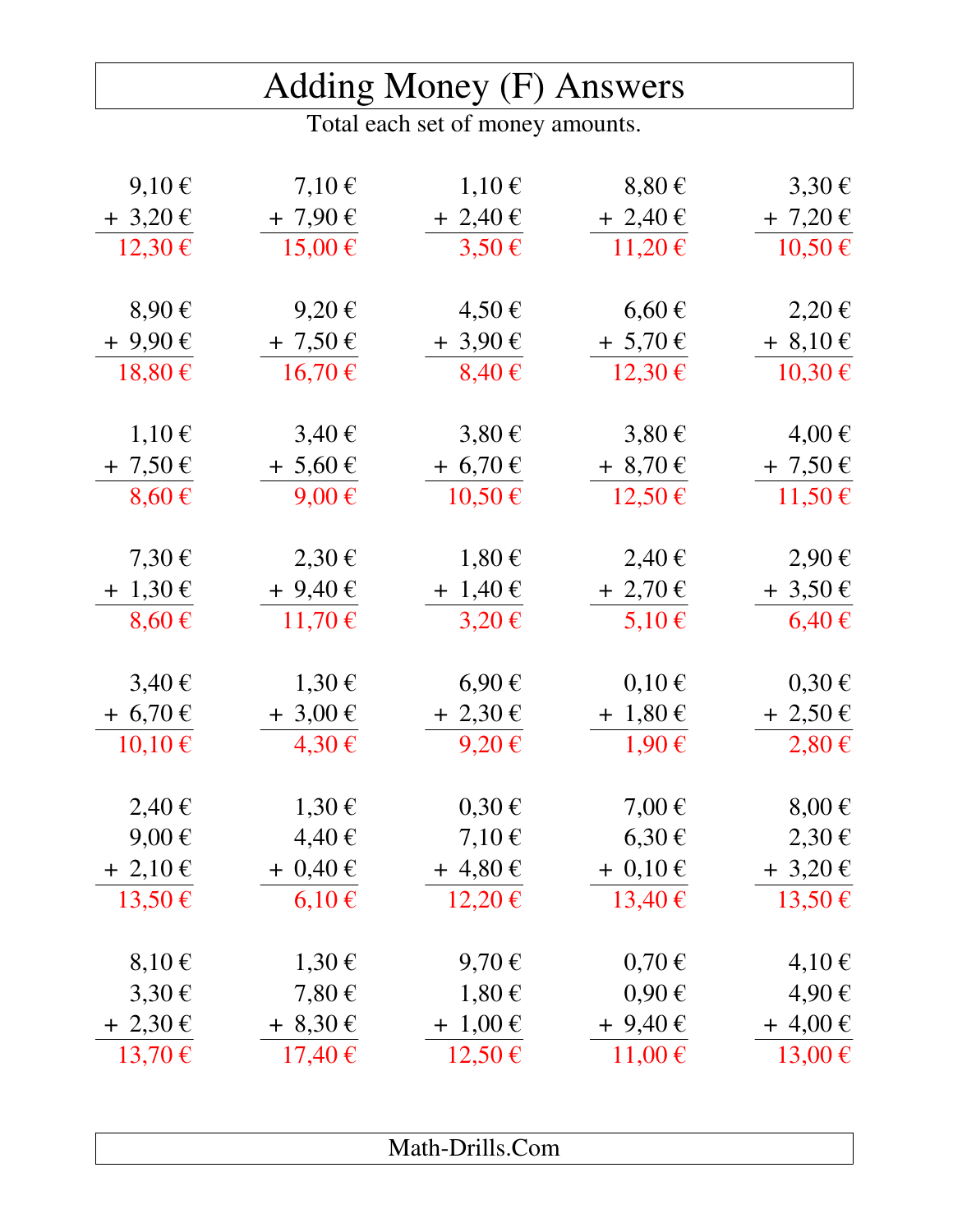# Adding Money (F) Answers

Total each set of money amounts.

| | | | | |
|---|---|---|---|---|
| 9,10 € + 3,20 € = 12,30 € | 7,10 € + 7,90 € = 15,00 € | 1,10 € + 2,40 € = 3,50 € | 8,80 € + 2,40 € = 11,20 € | 3,30 € + 7,20 € = 10,50 € |
| 8,90 € + 9,90 € = 18,80 € | 9,20 € + 7,50 € = 16,70 € | 4,50 € + 3,90 € = 8,40 € | 6,60 € + 5,70 € = 12,30 € | 2,20 € + 8,10 € = 10,30 € |
| 1,10 € + 7,50 € = 8,60 € | 3,40 € + 5,60 € = 9,00 € | 3,80 € + 6,70 € = 10,50 € | 3,80 € + 8,70 € = 12,50 € | 4,00 € + 7,50 € = 11,50 € |
| 7,30 € + 1,30 € = 8,60 € | 2,30 € + 9,40 € = 11,70 € | 1,80 € + 1,40 € = 3,20 € | 2,40 € + 2,70 € = 5,10 € | 2,90 € + 3,50 € = 6,40 € |
| 3,40 € + 6,70 € = 10,10 € | 1,30 € + 3,00 € = 4,30 € | 6,90 € + 2,30 € = 9,20 € | 0,10 € + 1,80 € = 1,90 € | 0,30 € + 2,50 € = 2,80 € |
| 2,40 € + 9,00 € + 2,10 € = 13,50 € | 1,30 € + 4,40 € + 0,40 € = 6,10 € | 0,30 € + 7,10 € + 4,80 € = 12,20 € | 7,00 € + 6,30 € + 0,10 € = 13,40 € | 8,00 € + 2,30 € + 3,20 € = 13,50 € |
| 8,10 € + 3,30 € + 2,30 € = 13,70 € | 1,30 € + 7,80 € + 8,30 € = 17,40 € | 9,70 € + 1,80 € + 1,00 € = 12,50 € | 0,70 € + 0,90 € + 9,40 € = 11,00 € | 4,10 € + 4,90 € + 4,00 € = 13,00 € |

Math-Drills.Com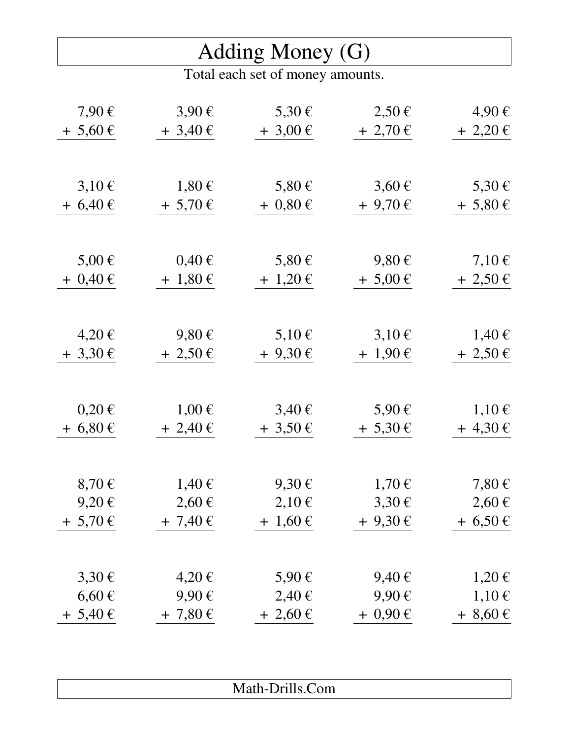# Adding Money (G)

Total each set of money amounts.

| | | | | |
|---|---|---|---|---|
| 7,90 € <br> + 5,60 € | 3,90 € <br> + 3,40 € | 5,30 € <br> + 3,00 € | 2,50 € <br> + 2,70 € | 4,90 € <br> + 2,20 € |
| 3,10 € <br> + 6,40 € | 1,80 € <br> + 5,70 € | 5,80 € <br> + 0,80 € | 3,60 € <br> + 9,70 € | 5,30 € <br> + 5,80 € |
| 5,00 € <br> + 0,40 € | 0,40 € <br> + 1,80 € | 5,80 € <br> + 1,20 € | 9,80 € <br> + 5,00 € | 7,10 € <br> + 2,50 € |
| 4,20 € <br> + 3,30 € | 9,80 € <br> + 2,50 € | 5,10 € <br> + 9,30 € | 3,10 € <br> + 1,90 € | 1,40 € <br> + 2,50 € |
| 0,20 € <br> + 6,80 € | 1,00 € <br> + 2,40 € | 3,40 € <br> + 3,50 € | 5,90 € <br> + 5,30 € | 1,10 € <br> + 4,30 € |
| 8,70 € <br> 9,20 € <br> + 5,70 € | 1,40 € <br> 2,60 € <br> + 7,40 € | 9,30 € <br> 2,10 € <br> + 1,60 € | 1,70 € <br> 3,30 € <br> + 9,30 € | 7,80 € <br> 2,60 € <br> + 6,50 € |
| 3,30 € <br> 6,60 € <br> + 5,40 € | 4,20 € <br> 9,90 € <br> + 7,80 € | 5,90 € <br> 2,40 € <br> + 2,60 € | 9,40 € <br> 9,90 € <br> + 0,90 € | 1,20 € <br> 1,10 € <br> + 8,60 € |

Math-Drills.Com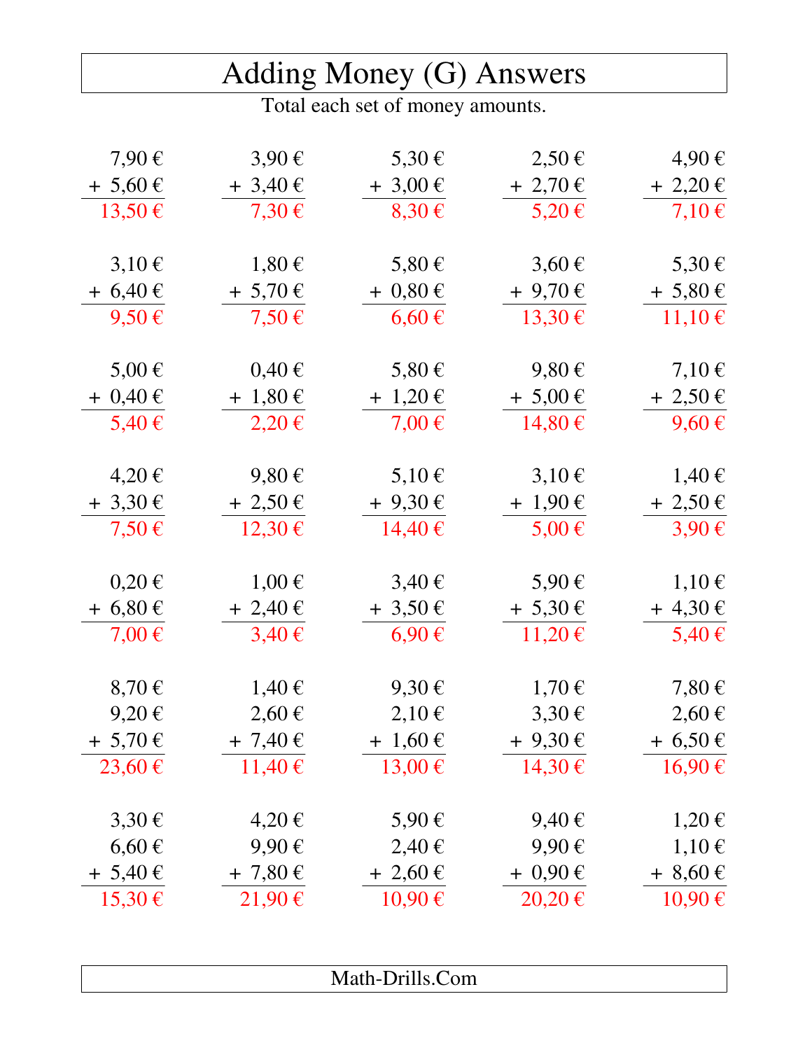# Adding Money (G) Answers

Total each set of money amounts.

| | | | | |
|---|---|---|---|---|
| 7,90 € + 5,60 € = 13,50 € | 3,90 € + 3,40 € = 7,30 € | 5,30 € + 3,00 € = 8,30 € | 2,50 € + 2,70 € = 5,20 € | 4,90 € + 2,20 € = 7,10 € |
| 3,10 € + 6,40 € = 9,50 € | 1,80 € + 5,70 € = 7,50 € | 5,80 € + 0,80 € = 6,60 € | 3,60 € + 9,70 € = 13,30 € | 5,30 € + 5,80 € = 11,10 € |
| 5,00 € + 0,40 € = 5,40 € | 0,40 € + 1,80 € = 2,20 € | 5,80 € + 1,20 € = 7,00 € | 9,80 € + 5,00 € = 14,80 € | 7,10 € + 2,50 € = 9,60 € |
| 4,20 € + 3,30 € = 7,50 € | 9,80 € + 2,50 € = 12,30 € | 5,10 € + 9,30 € = 14,40 € | 3,10 € + 1,90 € = 5,00 € | 1,40 € + 2,50 € = 3,90 € |
| 0,20 € + 6,80 € = 7,00 € | 1,00 € + 2,40 € = 3,40 € | 3,40 € + 3,50 € = 6,90 € | 5,90 € + 5,30 € = 11,20 € | 1,10 € + 4,30 € = 5,40 € |
| 8,70 € + 9,20 € + 5,70 € = 23,60 € | 1,40 € + 2,60 € + 7,40 € = 11,40 € | 9,30 € + 2,10 € + 1,60 € = 13,00 € | 1,70 € + 3,30 € + 9,30 € = 14,30 € | 7,80 € + 2,60 € + 6,50 € = 16,90 € |
| 3,30 € + 6,60 € + 5,40 € = 15,30 € | 4,20 € + 9,90 € + 7,80 € = 21,90 € | 5,90 € + 2,40 € + 2,60 € = 10,90 € | 9,40 € + 9,90 € + 0,90 € = 20,20 € | 1,20 € + 1,10 € + 8,60 € = 10,90 € |

Math-Drills.Com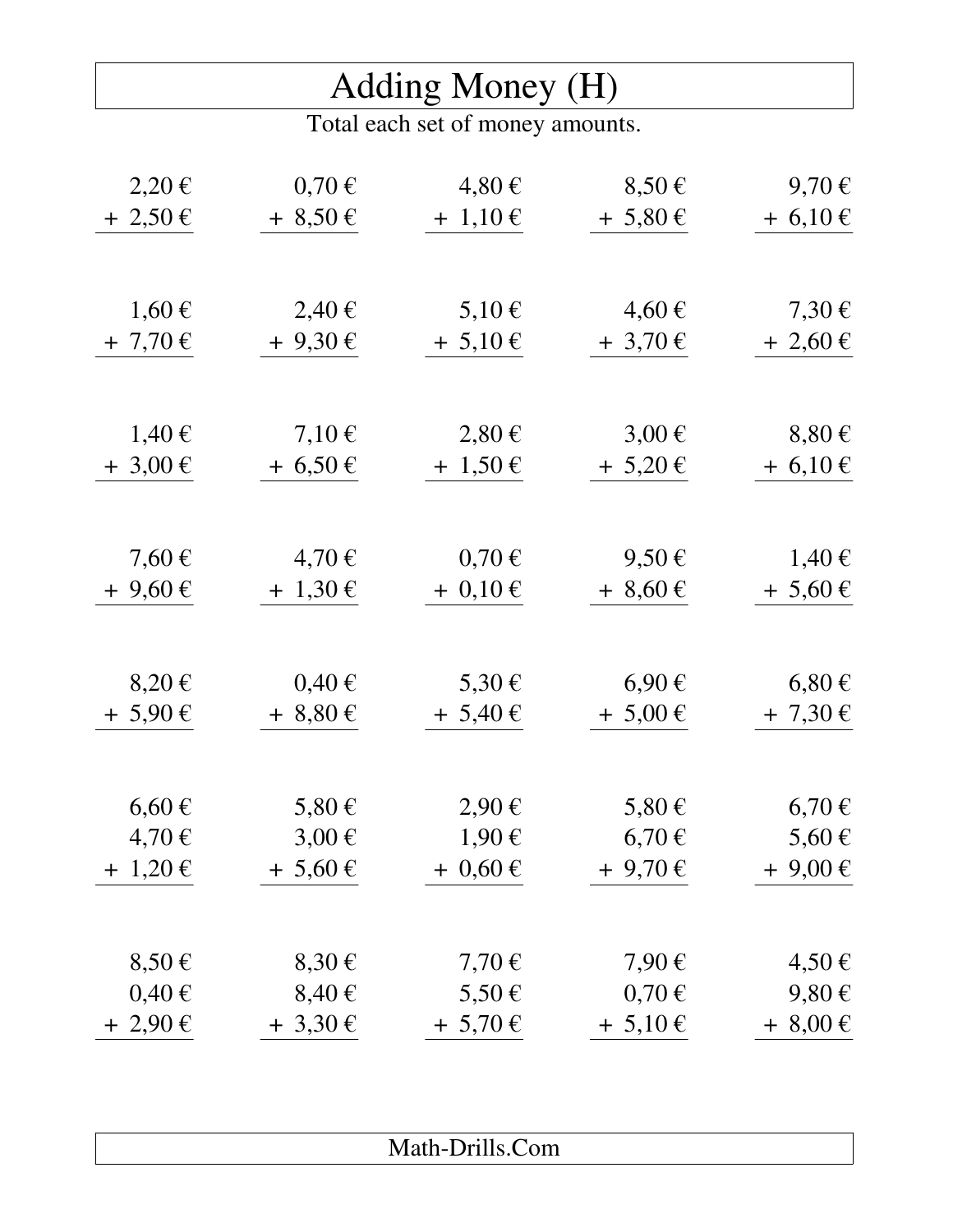# Adding Money (H)

Total each set of money amounts.

| | | | | |
|---|---|---|---|---|
| 2,20 € <br> + 2,50 € | 0,70 € <br> + 8,50 € | 4,80 € <br> + 1,10 € | 8,50 € <br> + 5,80 € | 9,70 € <br> + 6,10 € |
| 1,60 € <br> + 7,70 € | 2,40 € <br> + 9,30 € | 5,10 € <br> + 5,10 € | 4,60 € <br> + 3,70 € | 7,30 € <br> + 2,60 € |
| 1,40 € <br> + 3,00 € | 7,10 € <br> + 6,50 € | 2,80 € <br> + 1,50 € | 3,00 € <br> + 5,20 € | 8,80 € <br> + 6,10 € |
| 7,60 € <br> + 9,60 € | 4,70 € <br> + 1,30 € | 0,70 € <br> + 0,10 € | 9,50 € <br> + 8,60 € | 1,40 € <br> + 5,60 € |
| 8,20 € <br> + 5,90 € | 0,40 € <br> + 8,80 € | 5,30 € <br> + 5,40 € | 6,90 € <br> + 5,00 € | 6,80 € <br> + 7,30 € |
| 6,60 € <br> 4,70 € <br> + 1,20 € | 5,80 € <br> 3,00 € <br> + 5,60 € | 2,90 € <br> 1,90 € <br> + 0,60 € | 5,80 € <br> 6,70 € <br> + 9,70 € | 6,70 € <br> 5,60 € <br> + 9,00 € |
| 8,50 € <br> 0,40 € <br> + 2,90 € | 8,30 € <br> 8,40 € <br> + 3,30 € | 7,70 € <br> 5,50 € <br> + 5,70 € | 7,90 € <br> 0,70 € <br> + 5,10 € | 4,50 € <br> 9,80 € <br> + 8,00 € |

Math-Drills.Com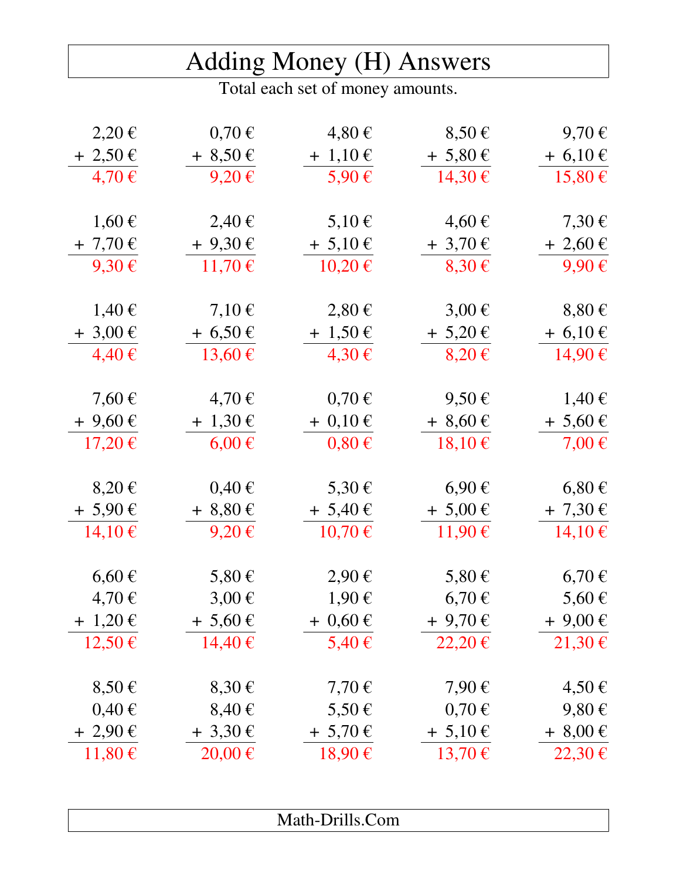# Adding Money (H) Answers

Total each set of money amounts.

| | | | | |
|---|---|---|---|---|
| 2,20 € + 2,50 € = 4,70 € | 0,70 € + 8,50 € = 9,20 € | 4,80 € + 1,10 € = 5,90 € | 8,50 € + 5,80 € = 14,30 € | 9,70 € + 6,10 € = 15,80 € |
| 1,60 € + 7,70 € = 9,30 € | 2,40 € + 9,30 € = 11,70 € | 5,10 € + 5,10 € = 10,20 € | 4,60 € + 3,70 € = 8,30 € | 7,30 € + 2,60 € = 9,90 € |
| 1,40 € + 3,00 € = 4,40 € | 7,10 € + 6,50 € = 13,60 € | 2,80 € + 1,50 € = 4,30 € | 3,00 € + 5,20 € = 8,20 € | 8,80 € + 6,10 € = 14,90 € |
| 7,60 € + 9,60 € = 17,20 € | 4,70 € + 1,30 € = 6,00 € | 0,70 € + 0,10 € = 0,80 € | 9,50 € + 8,60 € = 18,10 € | 1,40 € + 5,60 € = 7,00 € |
| 8,20 € + 5,90 € = 14,10 € | 0,40 € + 8,80 € = 9,20 € | 5,30 € + 5,40 € = 10,70 € | 6,90 € + 5,00 € = 11,90 € | 6,80 € + 7,30 € = 14,10 € |
| 6,60 € + 4,70 € + 1,20 € = 12,50 € | 5,80 € + 3,00 € + 5,60 € = 14,40 € | 2,90 € + 1,90 € + 0,60 € = 5,40 € | 5,80 € + 6,70 € + 9,70 € = 22,20 € | 6,70 € + 5,60 € + 9,00 € = 21,30 € |
| 8,50 € + 0,40 € + 2,90 € = 11,80 € | 8,30 € + 8,40 € + 3,30 € = 20,00 € | 7,70 € + 5,50 € + 5,70 € = 18,90 € | 7,90 € + 0,70 € + 5,10 € = 13,70 € | 4,50 € + 9,80 € + 8,00 € = 22,30 € |

Math-Drills.Com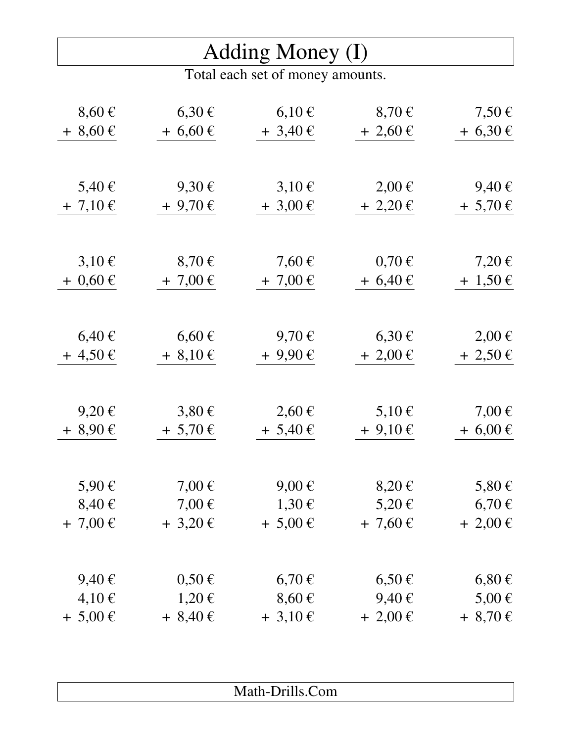# Adding Money (I)

Total each set of money amounts.

| | | | | |
|---|---|---|---|---|
| 8,60 € <br> + 8,60 € | 6,30 € <br> + 6,60 € | 6,10 € <br> + 3,40 € | 8,70 € <br> + 2,60 € | 7,50 € <br> + 6,30 € |
| 5,40 € <br> + 7,10 € | 9,30 € <br> + 9,70 € | 3,10 € <br> + 3,00 € | 2,00 € <br> + 2,20 € | 9,40 € <br> + 5,70 € |
| 3,10 € <br> + 0,60 € | 8,70 € <br> + 7,00 € | 7,60 € <br> + 7,00 € | 0,70 € <br> + 6,40 € | 7,20 € <br> + 1,50 € |
| 6,40 € <br> + 4,50 € | 6,60 € <br> + 8,10 € | 9,70 € <br> + 9,90 € | 6,30 € <br> + 2,00 € | 2,00 € <br> + 2,50 € |
| 9,20 € <br> + 8,90 € | 3,80 € <br> + 5,70 € | 2,60 € <br> + 5,40 € | 5,10 € <br> + 9,10 € | 7,00 € <br> + 6,00 € |
| 5,90 € <br> 8,40 € <br> + 7,00 € | 7,00 € <br> 7,00 € <br> + 3,20 € | 9,00 € <br> 1,30 € <br> + 5,00 € | 8,20 € <br> 5,20 € <br> + 7,60 € | 5,80 € <br> 6,70 € <br> + 2,00 € |
| 9,40 € <br> 4,10 € <br> + 5,00 € | 0,50 € <br> 1,20 € <br> + 8,40 € | 6,70 € <br> 8,60 € <br> + 3,10 € | 6,50 € <br> 9,40 € <br> + 2,00 € | 6,80 € <br> 5,00 € <br> + 8,70 € |

Math-Drills.Com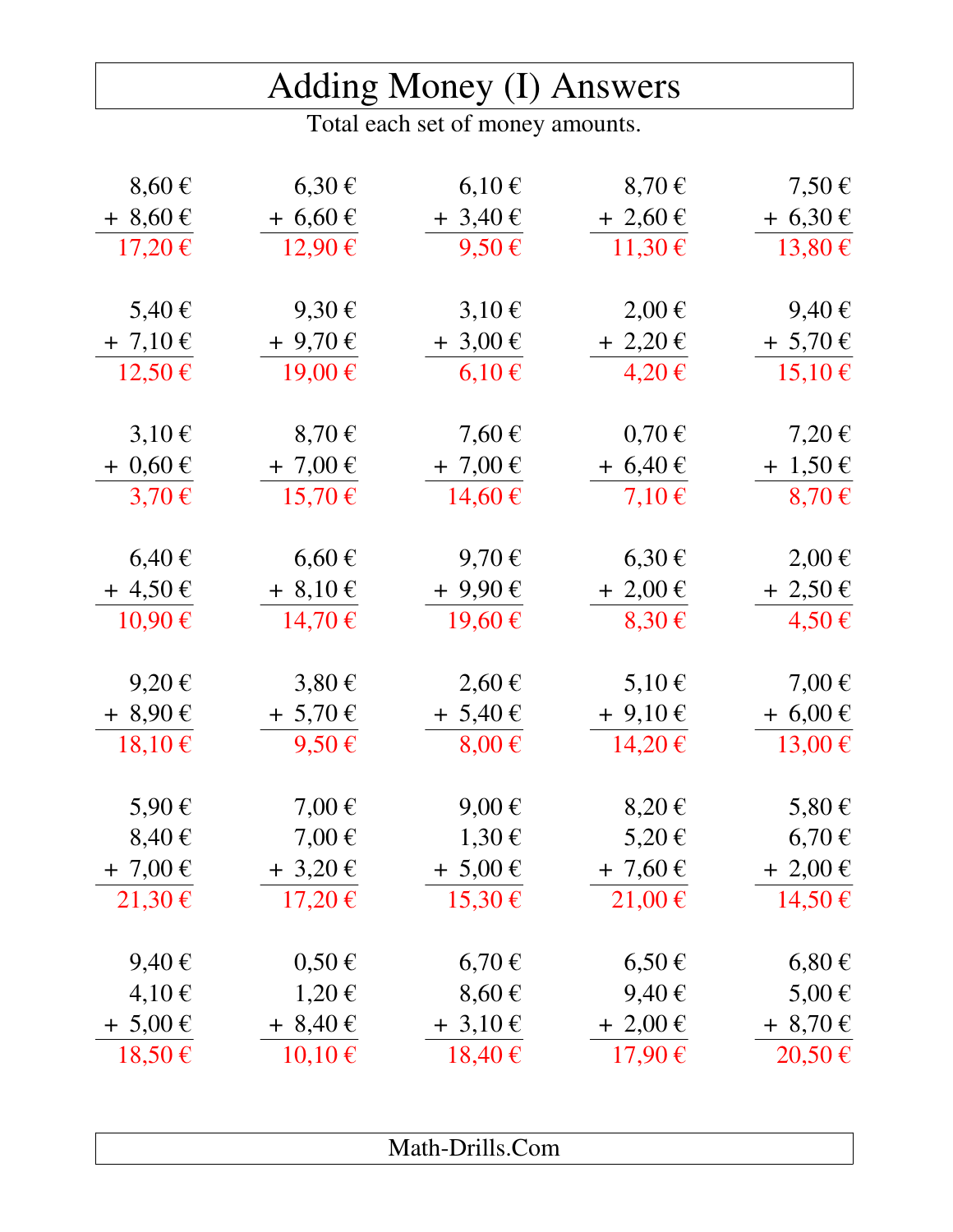# Adding Money (I) Answers

Total each set of money amounts.

| | | | | |
|---|---|---|---|---|
| 8,60 € + 8,60 € = 17,20 € | 6,30 € + 6,60 € = 12,90 € | 6,10 € + 3,40 € = 9,50 € | 8,70 € + 2,60 € = 11,30 € | 7,50 € + 6,30 € = 13,80 € |
| 5,40 € + 7,10 € = 12,50 € | 9,30 € + 9,70 € = 19,00 € | 3,10 € + 3,00 € = 6,10 € | 2,00 € + 2,20 € = 4,20 € | 9,40 € + 5,70 € = 15,10 € |
| 3,10 € + 0,60 € = 3,70 € | 8,70 € + 7,00 € = 15,70 € | 7,60 € + 7,00 € = 14,60 € | 0,70 € + 6,40 € = 7,10 € | 7,20 € + 1,50 € = 8,70 € |
| 6,40 € + 4,50 € = 10,90 € | 6,60 € + 8,10 € = 14,70 € | 9,70 € + 9,90 € = 19,60 € | 6,30 € + 2,00 € = 8,30 € | 2,00 € + 2,50 € = 4,50 € |
| 9,20 € + 8,90 € = 18,10 € | 3,80 € + 5,70 € = 9,50 € | 2,60 € + 5,40 € = 8,00 € | 5,10 € + 9,10 € = 14,20 € | 7,00 € + 6,00 € = 13,00 € |
| 5,90 € + 8,40 € + 7,00 € = 21,30 € | 7,00 € + 7,00 € + 3,20 € = 17,20 € | 9,00 € + 1,30 € + 5,00 € = 15,30 € | 8,20 € + 5,20 € + 7,60 € = 21,00 € | 5,80 € + 6,70 € + 2,00 € = 14,50 € |
| 9,40 € + 4,10 € + 5,00 € = 18,50 € | 0,50 € + 1,20 € + 8,40 € = 10,10 € | 6,70 € + 8,60 € + 3,10 € = 18,40 € | 6,50 € + 9,40 € + 2,00 € = 17,90 € | 6,80 € + 5,00 € + 8,70 € = 20,50 € |

Math-Drills.Com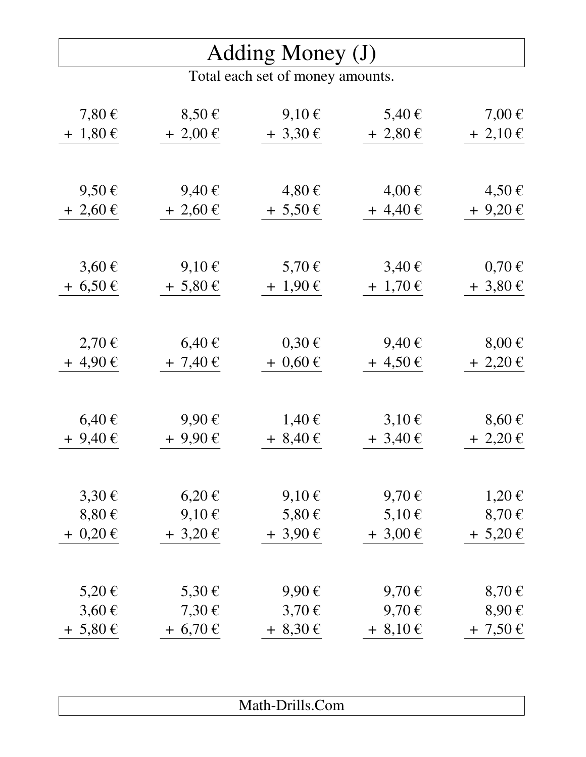# Adding Money (J)

Total each set of money amounts.

| | | | | |
|---|---|---|---|---|
| 7,80 € <br> + 1,80 € | 8,50 € <br> + 2,00 € | 9,10 € <br> + 3,30 € | 5,40 € <br> + 2,80 € | 7,00 € <br> + 2,10 € |
| 9,50 € <br> + 2,60 € | 9,40 € <br> + 2,60 € | 4,80 € <br> + 5,50 € | 4,00 € <br> + 4,40 € | 4,50 € <br> + 9,20 € |
| 3,60 € <br> + 6,50 € | 9,10 € <br> + 5,80 € | 5,70 € <br> + 1,90 € | 3,40 € <br> + 1,70 € | 0,70 € <br> + 3,80 € |
| 2,70 € <br> + 4,90 € | 6,40 € <br> + 7,40 € | 0,30 € <br> + 0,60 € | 9,40 € <br> + 4,50 € | 8,00 € <br> + 2,20 € |
| 6,40 € <br> + 9,40 € | 9,90 € <br> + 9,90 € | 1,40 € <br> + 8,40 € | 3,10 € <br> + 3,40 € | 8,60 € <br> + 2,20 € |
| 3,30 € <br> 8,80 € <br> + 0,20 € | 6,20 € <br> 9,10 € <br> + 3,20 € | 9,10 € <br> 5,80 € <br> + 3,90 € | 9,70 € <br> 5,10 € <br> + 3,00 € | 1,20 € <br> 8,70 € <br> + 5,20 € |
| 5,20 € <br> 3,60 € <br> + 5,80 € | 5,30 € <br> 7,30 € <br> + 6,70 € | 9,90 € <br> 3,70 € <br> + 8,30 € | 9,70 € <br> 9,70 € <br> + 8,10 € | 8,70 € <br> 8,90 € <br> + 7,50 € |

Math-Drills.Com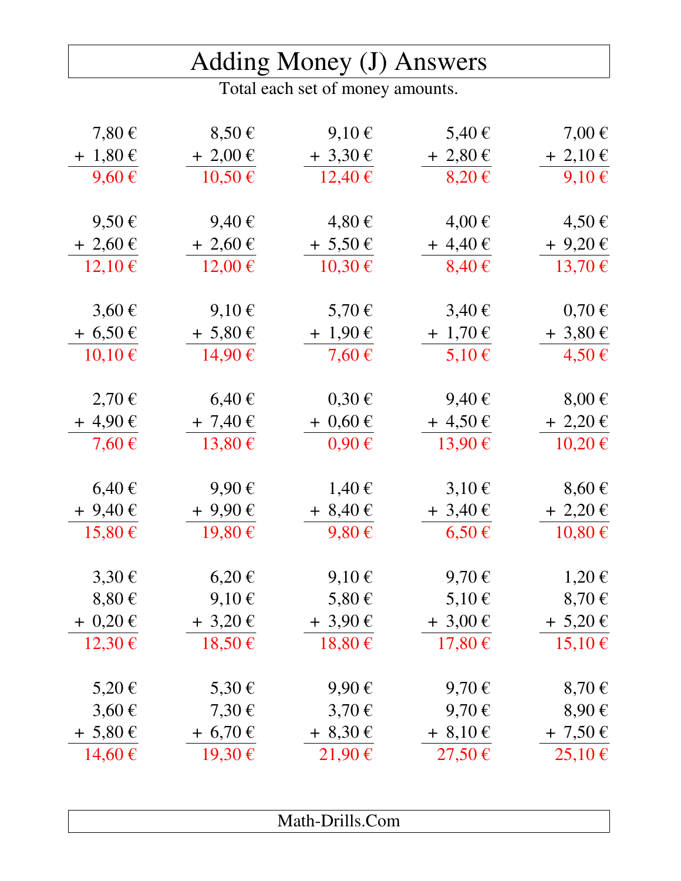# Adding Money (J) Answers

Total each set of money amounts.

| | | | | |
|---|---|---|---|---|
| 7,80 € + 1,80 € = 9,60 € | 8,50 € + 2,00 € = 10,50 € | 9,10 € + 3,30 € = 12,40 € | 5,40 € + 2,80 € = 8,20 € | 7,00 € + 2,10 € = 9,10 € |
| 9,50 € + 2,60 € = 12,10 € | 9,40 € + 2,60 € = 12,00 € | 4,80 € + 5,50 € = 10,30 € | 4,00 € + 4,40 € = 8,40 € | 4,50 € + 9,20 € = 13,70 € |
| 3,60 € + 6,50 € = 10,10 € | 9,10 € + 5,80 € = 14,90 € | 5,70 € + 1,90 € = 7,60 € | 3,40 € + 1,70 € = 5,10 € | 0,70 € + 3,80 € = 4,50 € |
| 2,70 € + 4,90 € = 7,60 € | 6,40 € + 7,40 € = 13,80 € | 0,30 € + 0,60 € = 0,90 € | 9,40 € + 4,50 € = 13,90 € | 8,00 € + 2,20 € = 10,20 € |
| 6,40 € + 9,40 € = 15,80 € | 9,90 € + 9,90 € = 19,80 € | 1,40 € + 8,40 € = 9,80 € | 3,10 € + 3,40 € = 6,50 € | 8,60 € + 2,20 € = 10,80 € |
| 3,30 € + 8,80 € + 0,20 € = 12,30 € | 6,20 € + 9,10 € + 3,20 € = 18,50 € | 9,10 € + 5,80 € + 3,90 € = 18,80 € | 9,70 € + 5,10 € + 3,00 € = 17,80 € | 1,20 € + 8,70 € + 5,20 € = 15,10 € |
| 5,20 € + 3,60 € + 5,80 € = 14,60 € | 5,30 € + 7,30 € + 6,70 € = 19,30 € | 9,90 € + 3,70 € + 8,30 € = 21,90 € | 9,70 € + 9,70 € + 8,10 € = 27,50 € | 8,70 € + 8,90 € + 7,50 € = 25,10 € |

Math-Drills.Com